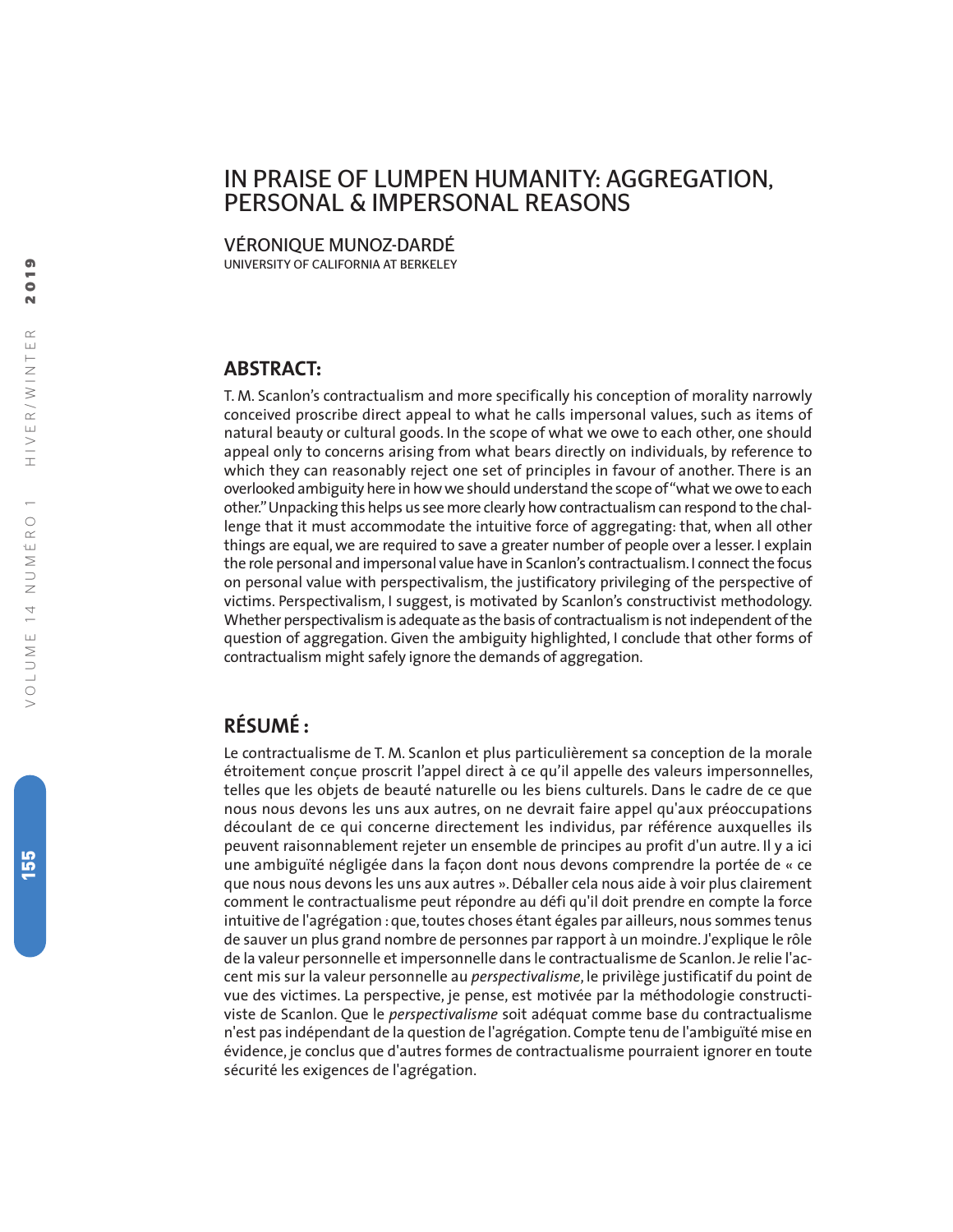# IN PRAISE OF LUMPEN HUMANITY: AGGREGATION, PERSONAL & IMPERSONAL REASONS

VÉRONIQUE MUNOZ-DARDÉ
UNIVERSITY OF CALIFORNIA AT BERKELEY

## ABSTRACT:

T. M. Scanlon's contractualism and more specifically his conception of morality narrowly conceived proscribe direct appeal to what he calls impersonal values, such as items of natural beauty or cultural goods. In the scope of what we owe to each other, one should appeal only to concerns arising from what bears directly on individuals, by reference to which they can reasonably reject one set of principles in favour of another. There is an overlooked ambiguity here in how we should understand the scope of "what we owe to each other." Unpacking this helps us see more clearly how contractualism can respond to the challenge that it must accommodate the intuitive force of aggregating: that, when all other things are equal, we are required to save a greater number of people over a lesser. I explain the role personal and impersonal value have in Scanlon's contractualism. I connect the focus on personal value with perspectivalism, the justificatory privileging of the perspective of victims. Perspectivalism, I suggest, is motivated by Scanlon's constructivist methodology. Whether perspectivalism is adequate as the basis of contractualism is not independent of the question of aggregation. Given the ambiguity highlighted, I conclude that other forms of contractualism might safely ignore the demands of aggregation.

## RÉSUMÉ :

Le contractualisme de T. M. Scanlon et plus particulièrement sa conception de la morale étroitement conçue proscrit l'appel direct à ce qu'il appelle des valeurs impersonnelles, telles que les objets de beauté naturelle ou les biens culturels. Dans le cadre de ce que nous nous devons les uns aux autres, on ne devrait faire appel qu'aux préoccupations découlant de ce qui concerne directement les individus, par référence auxquelles ils peuvent raisonnablement rejeter un ensemble de principes au profit d'un autre. Il y a ici une ambiguïté négligée dans la façon dont nous devons comprendre la portée de « ce que nous nous devons les uns aux autres ». Déballer cela nous aide à voir plus clairement comment le contractualisme peut répondre au défi qu'il doit prendre en compte la force intuitive de l'agrégation : que, toutes choses étant égales par ailleurs, nous sommes tenus de sauver un plus grand nombre de personnes par rapport à un moindre. J'explique le rôle de la valeur personnelle et impersonnelle dans le contractualisme de Scanlon. Je relie l'accent mis sur la valeur personnelle au *perspectivalisme*, le privilège justificatif du point de vue des victimes. La perspective, je pense, est motivée par la méthodologie constructiviste de Scanlon. Que le *perspectivalisme* soit adéquat comme base du contractualisme n'est pas indépendant de la question de l'agrégation. Compte tenu de l'ambiguïté mise en évidence, je conclus que d'autres formes de contractualisme pourraient ignorer en toute sécurité les exigences de l'agrégation.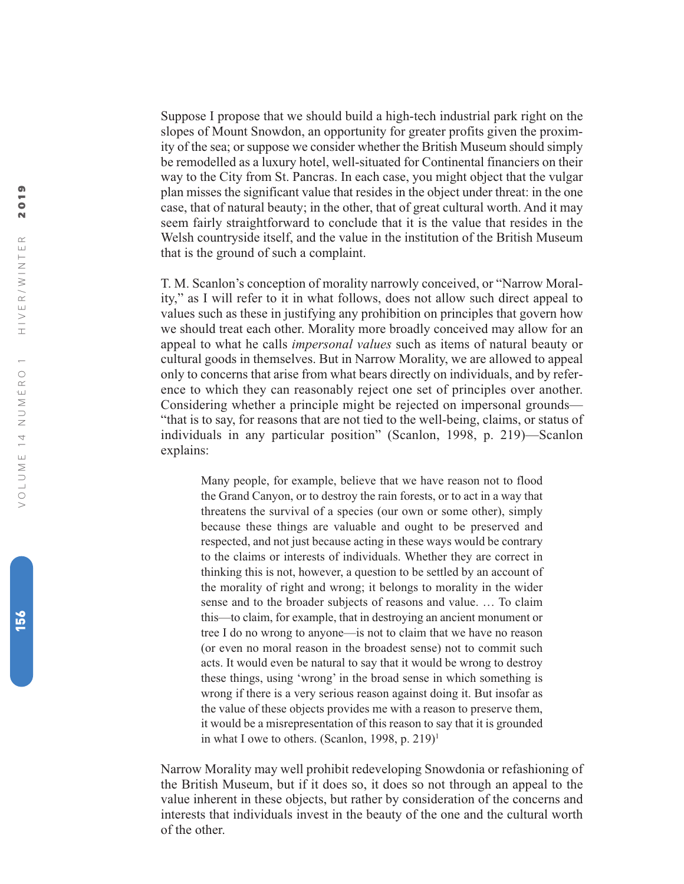Suppose I propose that we should build a high-tech industrial park right on the slopes of Mount Snowdon, an opportunity for greater profits given the proximity of the sea; or suppose we consider whether the British Museum should simply be remodelled as a luxury hotel, well-situated for Continental financiers on their way to the City from St. Pancras. In each case, you might object that the vulgar plan misses the significant value that resides in the object under threat: in the one case, that of natural beauty; in the other, that of great cultural worth. And it may seem fairly straightforward to conclude that it is the value that resides in the Welsh countryside itself, and the value in the institution of the British Museum that is the ground of such a complaint.

T. M. Scanlon's conception of morality narrowly conceived, or "Narrow Morality," as I will refer to it in what follows, does not allow such direct appeal to values such as these in justifying any prohibition on principles that govern how we should treat each other. Morality more broadly conceived may allow for an appeal to what he calls *impersonal values* such as items of natural beauty or cultural goods in themselves. But in Narrow Morality, we are allowed to appeal only to concerns that arise from what bears directly on individuals, and by reference to which they can reasonably reject one set of principles over another. Considering whether a principle might be rejected on impersonal grounds—"that is to say, for reasons that are not tied to the well-being, claims, or status of individuals in any particular position" (Scanlon, 1998, p. 219)—Scanlon explains:

> Many people, for example, believe that we have reason not to flood the Grand Canyon, or to destroy the rain forests, or to act in a way that threatens the survival of a species (our own or some other), simply because these things are valuable and ought to be preserved and respected, and not just because acting in these ways would be contrary to the claims or interests of individuals. Whether they are correct in thinking this is not, however, a question to be settled by an account of the morality of right and wrong; it belongs to morality in the wider sense and to the broader subjects of reasons and value. … To claim this—to claim, for example, that in destroying an ancient monument or tree I do no wrong to anyone—is not to claim that we have no reason (or even no moral reason in the broadest sense) not to commit such acts. It would even be natural to say that it would be wrong to destroy these things, using 'wrong' in the broad sense in which something is wrong if there is a very serious reason against doing it. But insofar as the value of these objects provides me with a reason to preserve them, it would be a misrepresentation of this reason to say that it is grounded in what I owe to others. (Scanlon, 1998, p. 219)[1]

Narrow Morality may well prohibit redeveloping Snowdonia or refashioning of the British Museum, but if it does so, it does so not through an appeal to the value inherent in these objects, but rather by consideration of the concerns and interests that individuals invest in the beauty of the one and the cultural worth of the other.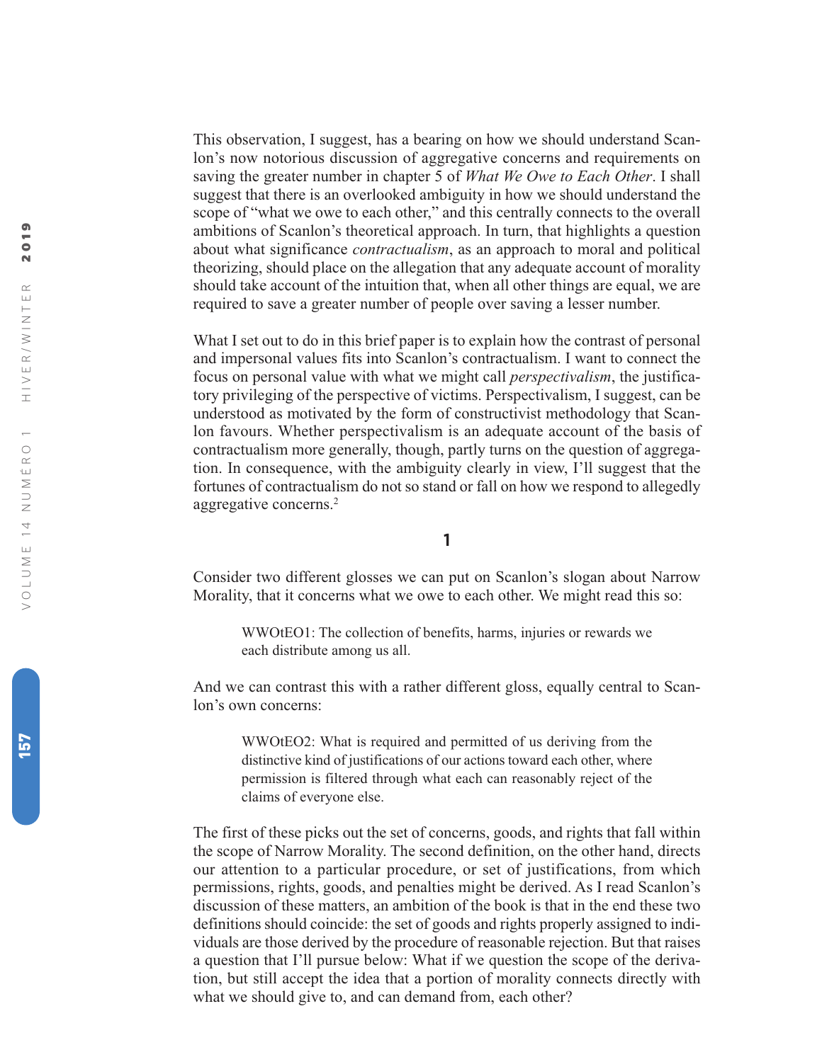This observation, I suggest, has a bearing on how we should understand Scanlon's now notorious discussion of aggregative concerns and requirements on saving the greater number in chapter 5 of *What We Owe to Each Other*. I shall suggest that there is an overlooked ambiguity in how we should understand the scope of "what we owe to each other," and this centrally connects to the overall ambitions of Scanlon's theoretical approach. In turn, that highlights a question about what significance *contractualism*, as an approach to moral and political theorizing, should place on the allegation that any adequate account of morality should take account of the intuition that, when all other things are equal, we are required to save a greater number of people over saving a lesser number.

What I set out to do in this brief paper is to explain how the contrast of personal and impersonal values fits into Scanlon's contractualism. I want to connect the focus on personal value with what we might call *perspectivalism*, the justificatory privileging of the perspective of victims. Perspectivalism, I suggest, can be understood as motivated by the form of constructivist methodology that Scanlon favours. Whether perspectivalism is an adequate account of the basis of contractualism more generally, though, partly turns on the question of aggregation. In consequence, with the ambiguity clearly in view, I'll suggest that the fortunes of contractualism do not so stand or fall on how we respond to allegedly aggregative concerns.[2]

## 1

Consider two different glosses we can put on Scanlon's slogan about Narrow Morality, that it concerns what we owe to each other. We might read this so:

> WWOtEO1: The collection of benefits, harms, injuries or rewards we each distribute among us all.

And we can contrast this with a rather different gloss, equally central to Scanlon's own concerns:

> WWOtEO2: What is required and permitted of us deriving from the distinctive kind of justifications of our actions toward each other, where permission is filtered through what each can reasonably reject of the claims of everyone else.

The first of these picks out the set of concerns, goods, and rights that fall within the scope of Narrow Morality. The second definition, on the other hand, directs our attention to a particular procedure, or set of justifications, from which permissions, rights, goods, and penalties might be derived. As I read Scanlon's discussion of these matters, an ambition of the book is that in the end these two definitions should coincide: the set of goods and rights properly assigned to individuals are those derived by the procedure of reasonable rejection. But that raises a question that I'll pursue below: What if we question the scope of the derivation, but still accept the idea that a portion of morality connects directly with what we should give to, and can demand from, each other?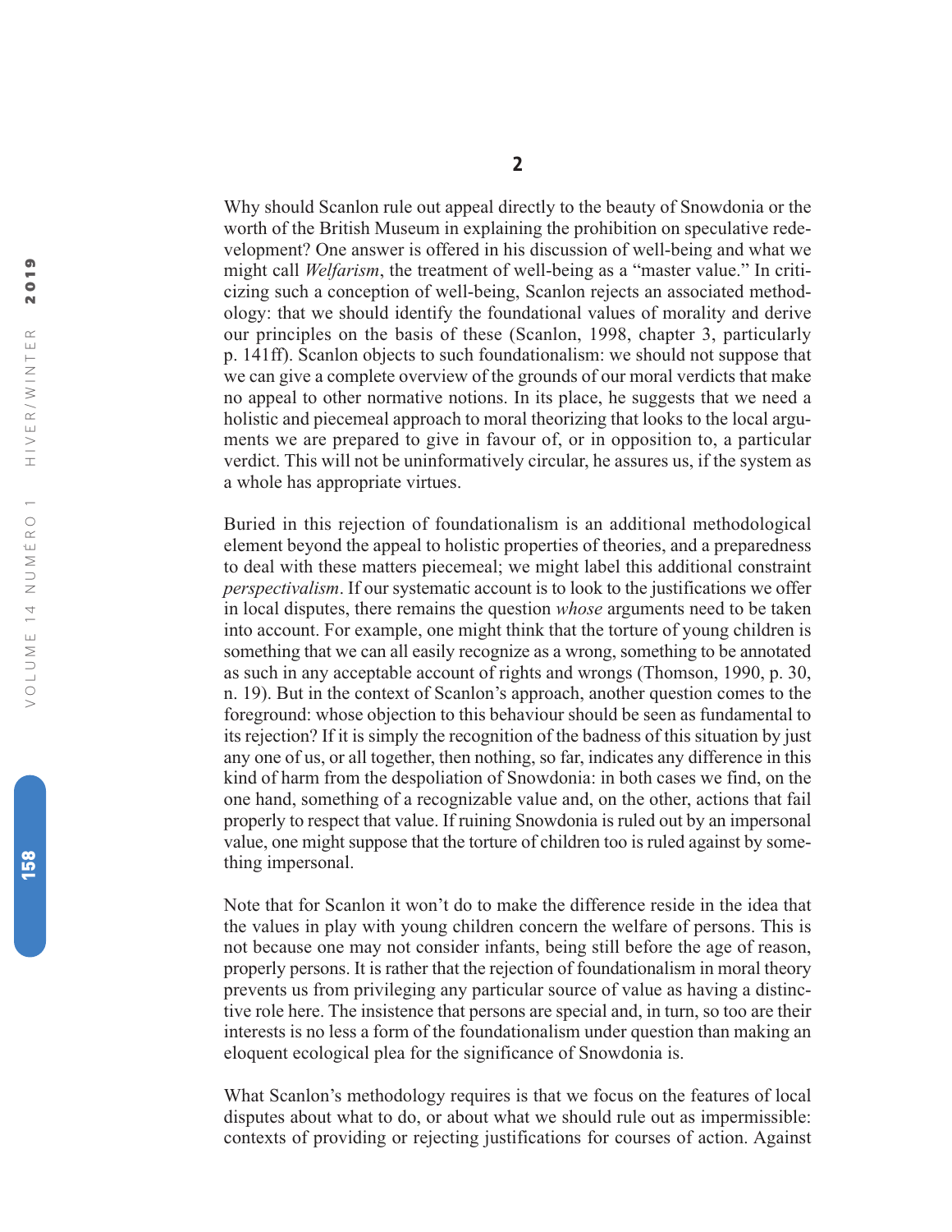## 2

Why should Scanlon rule out appeal directly to the beauty of Snowdonia or the worth of the British Museum in explaining the prohibition on speculative redevelopment? One answer is offered in his discussion of well-being and what we might call *Welfarism*, the treatment of well-being as a "master value." In criticizing such a conception of well-being, Scanlon rejects an associated methodology: that we should identify the foundational values of morality and derive our principles on the basis of these (Scanlon, 1998, chapter 3, particularly p. 141ff). Scanlon objects to such foundationalism: we should not suppose that we can give a complete overview of the grounds of our moral verdicts that make no appeal to other normative notions. In its place, he suggests that we need a holistic and piecemeal approach to moral theorizing that looks to the local arguments we are prepared to give in favour of, or in opposition to, a particular verdict. This will not be uninformatively circular, he assures us, if the system as a whole has appropriate virtues.

Buried in this rejection of foundationalism is an additional methodological element beyond the appeal to holistic properties of theories, and a preparedness to deal with these matters piecemeal; we might label this additional constraint *perspectivalism*. If our systematic account is to look to the justifications we offer in local disputes, there remains the question *whose* arguments need to be taken into account. For example, one might think that the torture of young children is something that we can all easily recognize as a wrong, something to be annotated as such in any acceptable account of rights and wrongs (Thomson, 1990, p. 30, n. 19). But in the context of Scanlon's approach, another question comes to the foreground: whose objection to this behaviour should be seen as fundamental to its rejection? If it is simply the recognition of the badness of this situation by just any one of us, or all together, then nothing, so far, indicates any difference in this kind of harm from the despoliation of Snowdonia: in both cases we find, on the one hand, something of a recognizable value and, on the other, actions that fail properly to respect that value. If ruining Snowdonia is ruled out by an impersonal value, one might suppose that the torture of children too is ruled against by something impersonal.

Note that for Scanlon it won't do to make the difference reside in the idea that the values in play with young children concern the welfare of persons. This is not because one may not consider infants, being still before the age of reason, properly persons. It is rather that the rejection of foundationalism in moral theory prevents us from privileging any particular source of value as having a distinctive role here. The insistence that persons are special and, in turn, so too are their interests is no less a form of the foundationalism under question than making an eloquent ecological plea for the significance of Snowdonia is.

What Scanlon's methodology requires is that we focus on the features of local disputes about what to do, or about what we should rule out as impermissible: contexts of providing or rejecting justifications for courses of action. Against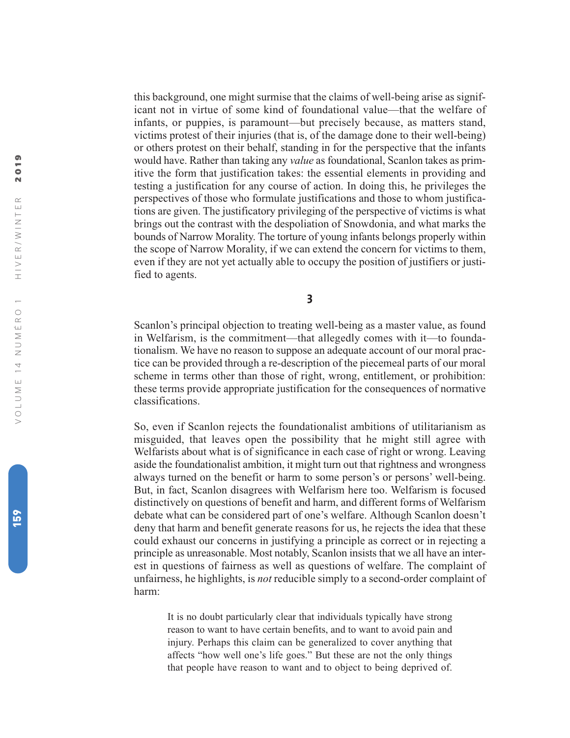this background, one might surmise that the claims of well-being arise as significant not in virtue of some kind of foundational value—that the welfare of infants, or puppies, is paramount—but precisely because, as matters stand, victims protest of their injuries (that is, of the damage done to their well-being) or others protest on their behalf, standing in for the perspective that the infants would have. Rather than taking any *value* as foundational, Scanlon takes as primitive the form that justification takes: the essential elements in providing and testing a justification for any course of action. In doing this, he privileges the perspectives of those who formulate justifications and those to whom justifications are given. The justificatory privileging of the perspective of victims is what brings out the contrast with the despoliation of Snowdonia, and what marks the bounds of Narrow Morality. The torture of young infants belongs properly within the scope of Narrow Morality, if we can extend the concern for victims to them, even if they are not yet actually able to occupy the position of justifiers or justified to agents.

## 3

Scanlon's principal objection to treating well-being as a master value, as found in Welfarism, is the commitment—that allegedly comes with it—to foundationalism. We have no reason to suppose an adequate account of our moral practice can be provided through a re-description of the piecemeal parts of our moral scheme in terms other than those of right, wrong, entitlement, or prohibition: these terms provide appropriate justification for the consequences of normative classifications.

So, even if Scanlon rejects the foundationalist ambitions of utilitarianism as misguided, that leaves open the possibility that he might still agree with Welfarists about what is of significance in each case of right or wrong. Leaving aside the foundationalist ambition, it might turn out that rightness and wrongness always turned on the benefit or harm to some person's or persons' well-being. But, in fact, Scanlon disagrees with Welfarism here too. Welfarism is focused distinctively on questions of benefit and harm, and different forms of Welfarism debate what can be considered part of one's welfare. Although Scanlon doesn't deny that harm and benefit generate reasons for us, he rejects the idea that these could exhaust our concerns in justifying a principle as correct or in rejecting a principle as unreasonable. Most notably, Scanlon insists that we all have an interest in questions of fairness as well as questions of welfare. The complaint of unfairness, he highlights, is *not* reducible simply to a second-order complaint of harm:

> It is no doubt particularly clear that individuals typically have strong reason to want to have certain benefits, and to want to avoid pain and injury. Perhaps this claim can be generalized to cover anything that affects "how well one's life goes." But these are not the only things that people have reason to want and to object to being deprived of.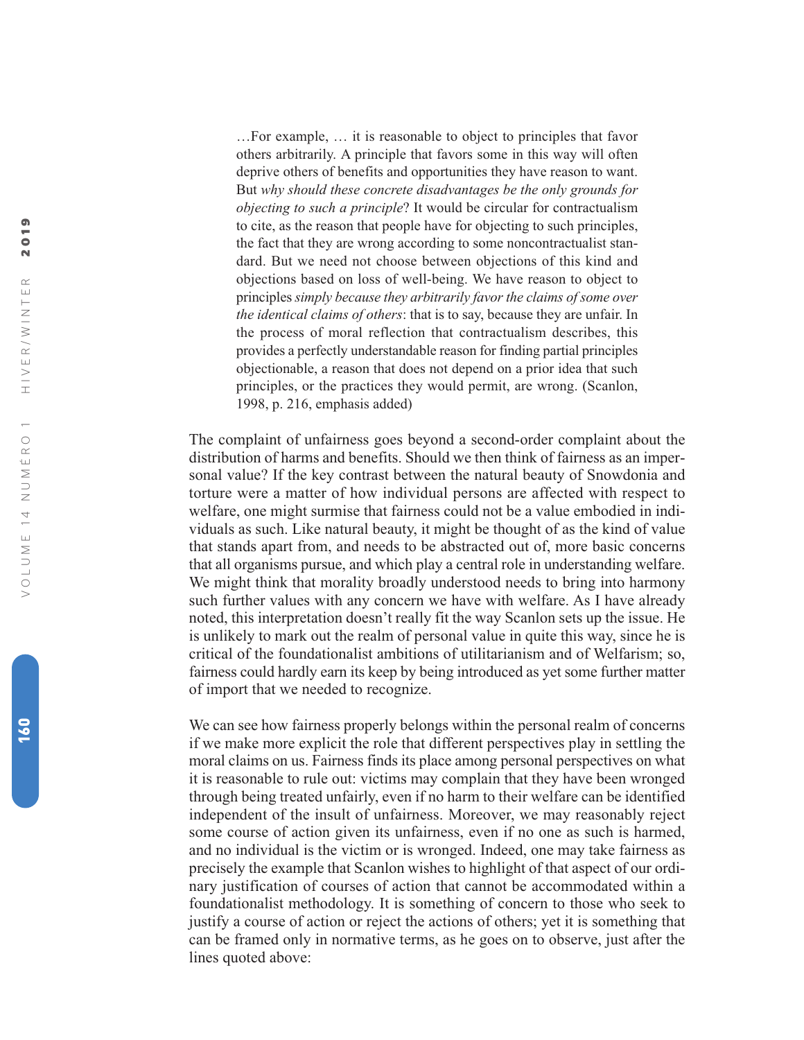> …For example, … it is reasonable to object to principles that favor others arbitrarily. A principle that favors some in this way will often deprive others of benefits and opportunities they have reason to want. But *why should these concrete disadvantages be the only grounds for objecting to such a principle*? It would be circular for contractualism to cite, as the reason that people have for objecting to such principles, the fact that they are wrong according to some noncontractualist standard. But we need not choose between objections of this kind and objections based on loss of well-being. We have reason to object to principles *simply because they arbitrarily favor the claims of some over the identical claims of others*: that is to say, because they are unfair. In the process of moral reflection that contractualism describes, this provides a perfectly understandable reason for finding partial principles objectionable, a reason that does not depend on a prior idea that such principles, or the practices they would permit, are wrong. (Scanlon, 1998, p. 216, emphasis added)

The complaint of unfairness goes beyond a second-order complaint about the distribution of harms and benefits. Should we then think of fairness as an impersonal value? If the key contrast between the natural beauty of Snowdonia and torture were a matter of how individual persons are affected with respect to welfare, one might surmise that fairness could not be a value embodied in individuals as such. Like natural beauty, it might be thought of as the kind of value that stands apart from, and needs to be abstracted out of, more basic concerns that all organisms pursue, and which play a central role in understanding welfare. We might think that morality broadly understood needs to bring into harmony such further values with any concern we have with welfare. As I have already noted, this interpretation doesn't really fit the way Scanlon sets up the issue. He is unlikely to mark out the realm of personal value in quite this way, since he is critical of the foundationalist ambitions of utilitarianism and of Welfarism; so, fairness could hardly earn its keep by being introduced as yet some further matter of import that we needed to recognize.

We can see how fairness properly belongs within the personal realm of concerns if we make more explicit the role that different perspectives play in settling the moral claims on us. Fairness finds its place among personal perspectives on what it is reasonable to rule out: victims may complain that they have been wronged through being treated unfairly, even if no harm to their welfare can be identified independent of the insult of unfairness. Moreover, we may reasonably reject some course of action given its unfairness, even if no one as such is harmed, and no individual is the victim or is wronged. Indeed, one may take fairness as precisely the example that Scanlon wishes to highlight of that aspect of our ordinary justification of courses of action that cannot be accommodated within a foundationalist methodology. It is something of concern to those who seek to justify a course of action or reject the actions of others; yet it is something that can be framed only in normative terms, as he goes on to observe, just after the lines quoted above: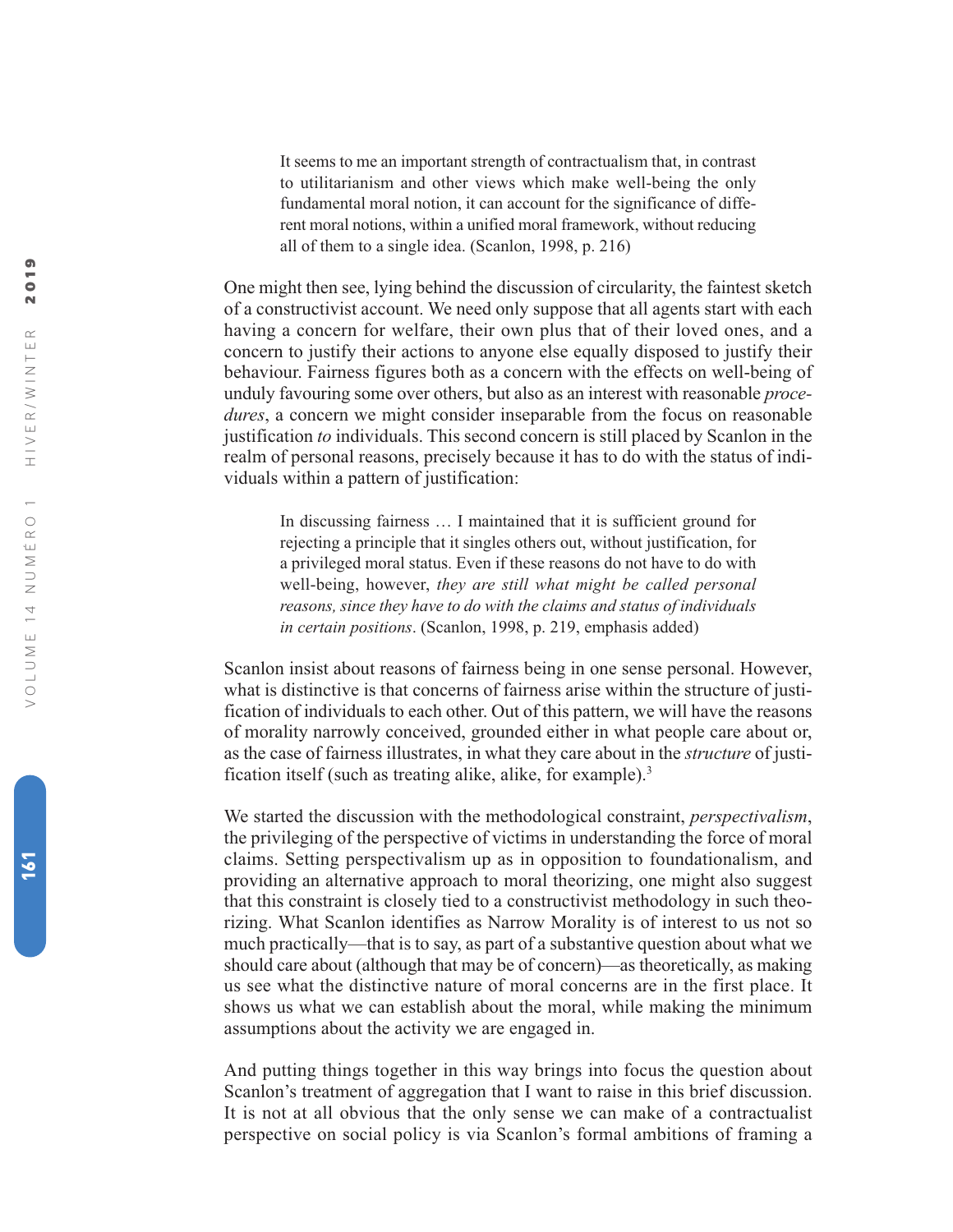> It seems to me an important strength of contractualism that, in contrast to utilitarianism and other views which make well-being the only fundamental moral notion, it can account for the significance of different moral notions, within a unified moral framework, without reducing all of them to a single idea. (Scanlon, 1998, p. 216)

One might then see, lying behind the discussion of circularity, the faintest sketch of a constructivist account. We need only suppose that all agents start with each having a concern for welfare, their own plus that of their loved ones, and a concern to justify their actions to anyone else equally disposed to justify their behaviour. Fairness figures both as a concern with the effects on well-being of unduly favouring some over others, but also as an interest with reasonable *procedures*, a concern we might consider inseparable from the focus on reasonable justification *to* individuals. This second concern is still placed by Scanlon in the realm of personal reasons, precisely because it has to do with the status of individuals within a pattern of justification:

> In discussing fairness … I maintained that it is sufficient ground for rejecting a principle that it singles others out, without justification, for a privileged moral status. Even if these reasons do not have to do with well-being, however, *they are still what might be called personal reasons, since they have to do with the claims and status of individuals in certain positions*. (Scanlon, 1998, p. 219, emphasis added)

Scanlon insist about reasons of fairness being in one sense personal. However, what is distinctive is that concerns of fairness arise within the structure of justification of individuals to each other. Out of this pattern, we will have the reasons of morality narrowly conceived, grounded either in what people care about or, as the case of fairness illustrates, in what they care about in the *structure* of justification itself (such as treating alike, alike, for example).[3]

We started the discussion with the methodological constraint, *perspectivalism*, the privileging of the perspective of victims in understanding the force of moral claims. Setting perspectivalism up as in opposition to foundationalism, and providing an alternative approach to moral theorizing, one might also suggest that this constraint is closely tied to a constructivist methodology in such theorizing. What Scanlon identifies as Narrow Morality is of interest to us not so much practically—that is to say, as part of a substantive question about what we should care about (although that may be of concern)—as theoretically, as making us see what the distinctive nature of moral concerns are in the first place. It shows us what we can establish about the moral, while making the minimum assumptions about the activity we are engaged in.

And putting things together in this way brings into focus the question about Scanlon's treatment of aggregation that I want to raise in this brief discussion. It is not at all obvious that the only sense we can make of a contractualist perspective on social policy is via Scanlon's formal ambitions of framing a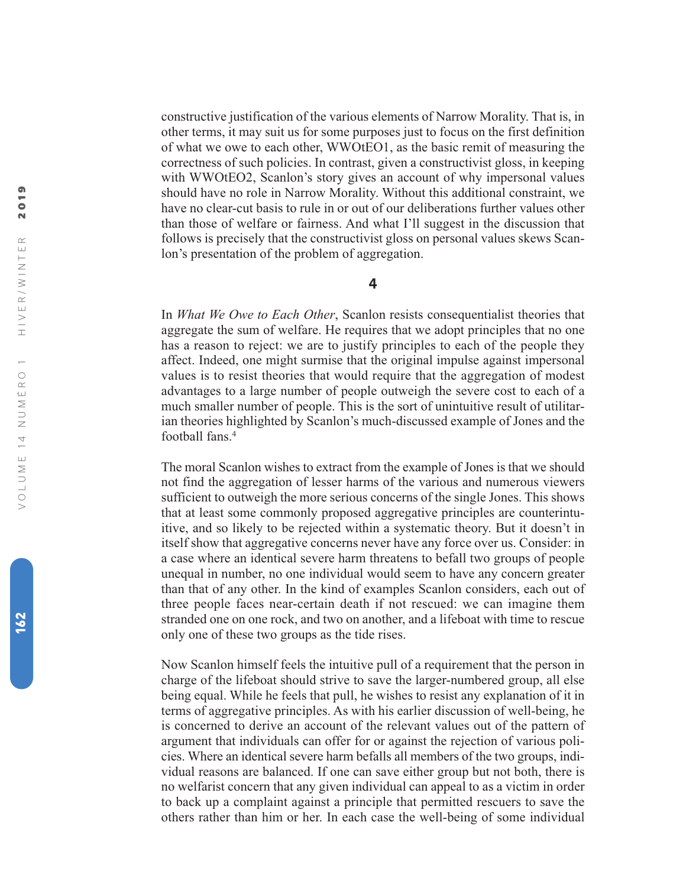constructive justification of the various elements of Narrow Morality. That is, in other terms, it may suit us for some purposes just to focus on the first definition of what we owe to each other, WWOtEO1, as the basic remit of measuring the correctness of such policies. In contrast, given a constructivist gloss, in keeping with WWOtEO2, Scanlon's story gives an account of why impersonal values should have no role in Narrow Morality. Without this additional constraint, we have no clear-cut basis to rule in or out of our deliberations further values other than those of welfare or fairness. And what I'll suggest in the discussion that follows is precisely that the constructivist gloss on personal values skews Scanlon's presentation of the problem of aggregation.

## 4

In *What We Owe to Each Other*, Scanlon resists consequentialist theories that aggregate the sum of welfare. He requires that we adopt principles that no one has a reason to reject: we are to justify principles to each of the people they affect. Indeed, one might surmise that the original impulse against impersonal values is to resist theories that would require that the aggregation of modest advantages to a large number of people outweigh the severe cost to each of a much smaller number of people. This is the sort of unintuitive result of utilitarian theories highlighted by Scanlon's much-discussed example of Jones and the football fans.[4]

The moral Scanlon wishes to extract from the example of Jones is that we should not find the aggregation of lesser harms of the various and numerous viewers sufficient to outweigh the more serious concerns of the single Jones. This shows that at least some commonly proposed aggregative principles are counterintuitive, and so likely to be rejected within a systematic theory. But it doesn't in itself show that aggregative concerns never have any force over us. Consider: in a case where an identical severe harm threatens to befall two groups of people unequal in number, no one individual would seem to have any concern greater than that of any other. In the kind of examples Scanlon considers, each out of three people faces near-certain death if not rescued: we can imagine them stranded one on one rock, and two on another, and a lifeboat with time to rescue only one of these two groups as the tide rises.

Now Scanlon himself feels the intuitive pull of a requirement that the person in charge of the lifeboat should strive to save the larger-numbered group, all else being equal. While he feels that pull, he wishes to resist any explanation of it in terms of aggregative principles. As with his earlier discussion of well-being, he is concerned to derive an account of the relevant values out of the pattern of argument that individuals can offer for or against the rejection of various policies. Where an identical severe harm befalls all members of the two groups, individual reasons are balanced. If one can save either group but not both, there is no welfarist concern that any given individual can appeal to as a victim in order to back up a complaint against a principle that permitted rescuers to save the others rather than him or her. In each case the well-being of some individual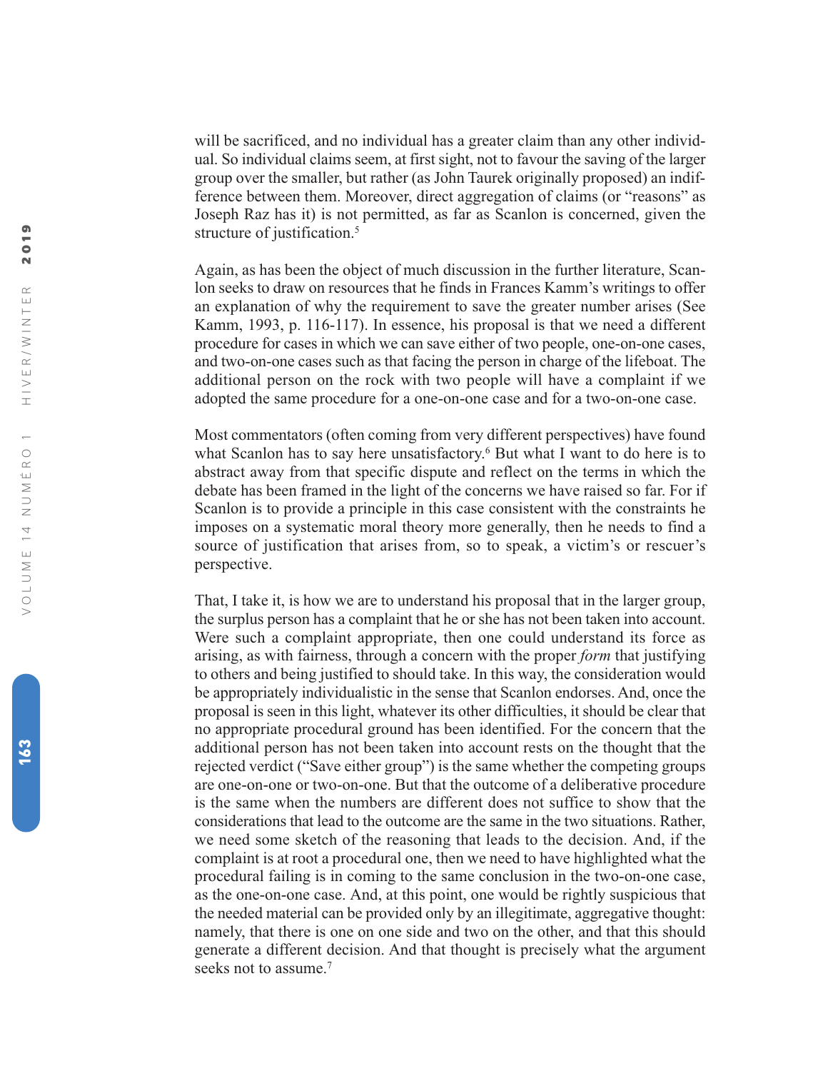will be sacrificed, and no individual has a greater claim than any other individual. So individual claims seem, at first sight, not to favour the saving of the larger group over the smaller, but rather (as John Taurek originally proposed) an indifference between them. Moreover, direct aggregation of claims (or "reasons" as Joseph Raz has it) is not permitted, as far as Scanlon is concerned, given the structure of justification.[5]

Again, as has been the object of much discussion in the further literature, Scanlon seeks to draw on resources that he finds in Frances Kamm's writings to offer an explanation of why the requirement to save the greater number arises (See Kamm, 1993, p. 116-117). In essence, his proposal is that we need a different procedure for cases in which we can save either of two people, one-on-one cases, and two-on-one cases such as that facing the person in charge of the lifeboat. The additional person on the rock with two people will have a complaint if we adopted the same procedure for a one-on-one case and for a two-on-one case.

Most commentators (often coming from very different perspectives) have found what Scanlon has to say here unsatisfactory.[6] But what I want to do here is to abstract away from that specific dispute and reflect on the terms in which the debate has been framed in the light of the concerns we have raised so far. For if Scanlon is to provide a principle in this case consistent with the constraints he imposes on a systematic moral theory more generally, then he needs to find a source of justification that arises from, so to speak, a victim's or rescuer's perspective.

That, I take it, is how we are to understand his proposal that in the larger group, the surplus person has a complaint that he or she has not been taken into account. Were such a complaint appropriate, then one could understand its force as arising, as with fairness, through a concern with the proper *form* that justifying to others and being justified to should take. In this way, the consideration would be appropriately individualistic in the sense that Scanlon endorses. And, once the proposal is seen in this light, whatever its other difficulties, it should be clear that no appropriate procedural ground has been identified. For the concern that the additional person has not been taken into account rests on the thought that the rejected verdict ("Save either group") is the same whether the competing groups are one-on-one or two-on-one. But that the outcome of a deliberative procedure is the same when the numbers are different does not suffice to show that the considerations that lead to the outcome are the same in the two situations. Rather, we need some sketch of the reasoning that leads to the decision. And, if the complaint is at root a procedural one, then we need to have highlighted what the procedural failing is in coming to the same conclusion in the two-on-one case, as the one-on-one case. And, at this point, one would be rightly suspicious that the needed material can be provided only by an illegitimate, aggregative thought: namely, that there is one on one side and two on the other, and that this should generate a different decision. And that thought is precisely what the argument seeks not to assume.[7]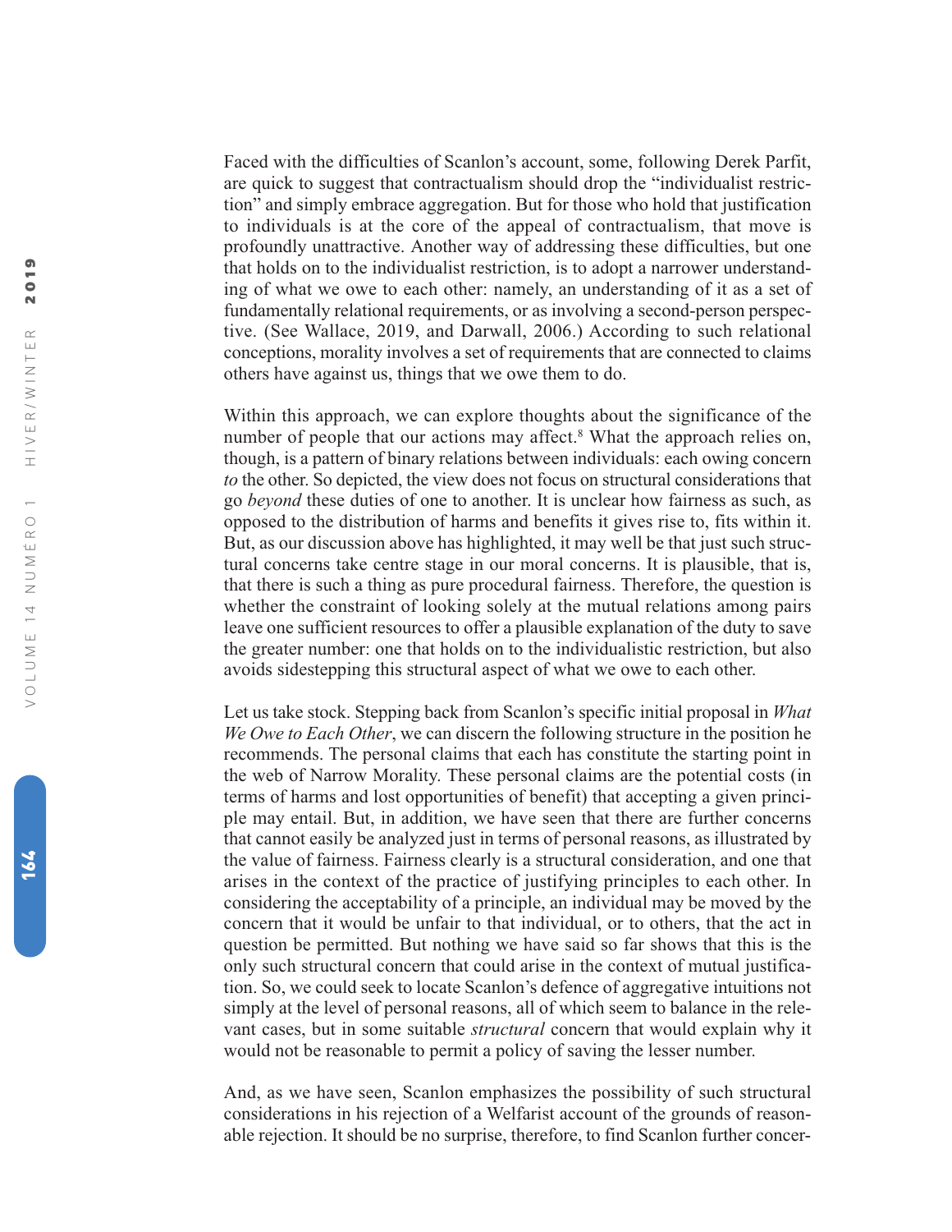Faced with the difficulties of Scanlon's account, some, following Derek Parfit, are quick to suggest that contractualism should drop the "individualist restriction" and simply embrace aggregation. But for those who hold that justification to individuals is at the core of the appeal of contractualism, that move is profoundly unattractive. Another way of addressing these difficulties, but one that holds on to the individualist restriction, is to adopt a narrower understanding of what we owe to each other: namely, an understanding of it as a set of fundamentally relational requirements, or as involving a second-person perspective. (See Wallace, 2019, and Darwall, 2006.) According to such relational conceptions, morality involves a set of requirements that are connected to claims others have against us, things that we owe them to do.

Within this approach, we can explore thoughts about the significance of the number of people that our actions may affect.[8] What the approach relies on, though, is a pattern of binary relations between individuals: each owing concern *to* the other. So depicted, the view does not focus on structural considerations that go *beyond* these duties of one to another. It is unclear how fairness as such, as opposed to the distribution of harms and benefits it gives rise to, fits within it. But, as our discussion above has highlighted, it may well be that just such structural concerns take centre stage in our moral concerns. It is plausible, that is, that there is such a thing as pure procedural fairness. Therefore, the question is whether the constraint of looking solely at the mutual relations among pairs leave one sufficient resources to offer a plausible explanation of the duty to save the greater number: one that holds on to the individualistic restriction, but also avoids sidestepping this structural aspect of what we owe to each other.

Let us take stock. Stepping back from Scanlon's specific initial proposal in *What We Owe to Each Other*, we can discern the following structure in the position he recommends. The personal claims that each has constitute the starting point in the web of Narrow Morality. These personal claims are the potential costs (in terms of harms and lost opportunities of benefit) that accepting a given principle may entail. But, in addition, we have seen that there are further concerns that cannot easily be analyzed just in terms of personal reasons, as illustrated by the value of fairness. Fairness clearly is a structural consideration, and one that arises in the context of the practice of justifying principles to each other. In considering the acceptability of a principle, an individual may be moved by the concern that it would be unfair to that individual, or to others, that the act in question be permitted. But nothing we have said so far shows that this is the only such structural concern that could arise in the context of mutual justification. So, we could seek to locate Scanlon's defence of aggregative intuitions not simply at the level of personal reasons, all of which seem to balance in the relevant cases, but in some suitable *structural* concern that would explain why it would not be reasonable to permit a policy of saving the lesser number.

And, as we have seen, Scanlon emphasizes the possibility of such structural considerations in his rejection of a Welfarist account of the grounds of reasonable rejection. It should be no surprise, therefore, to find Scanlon further concer-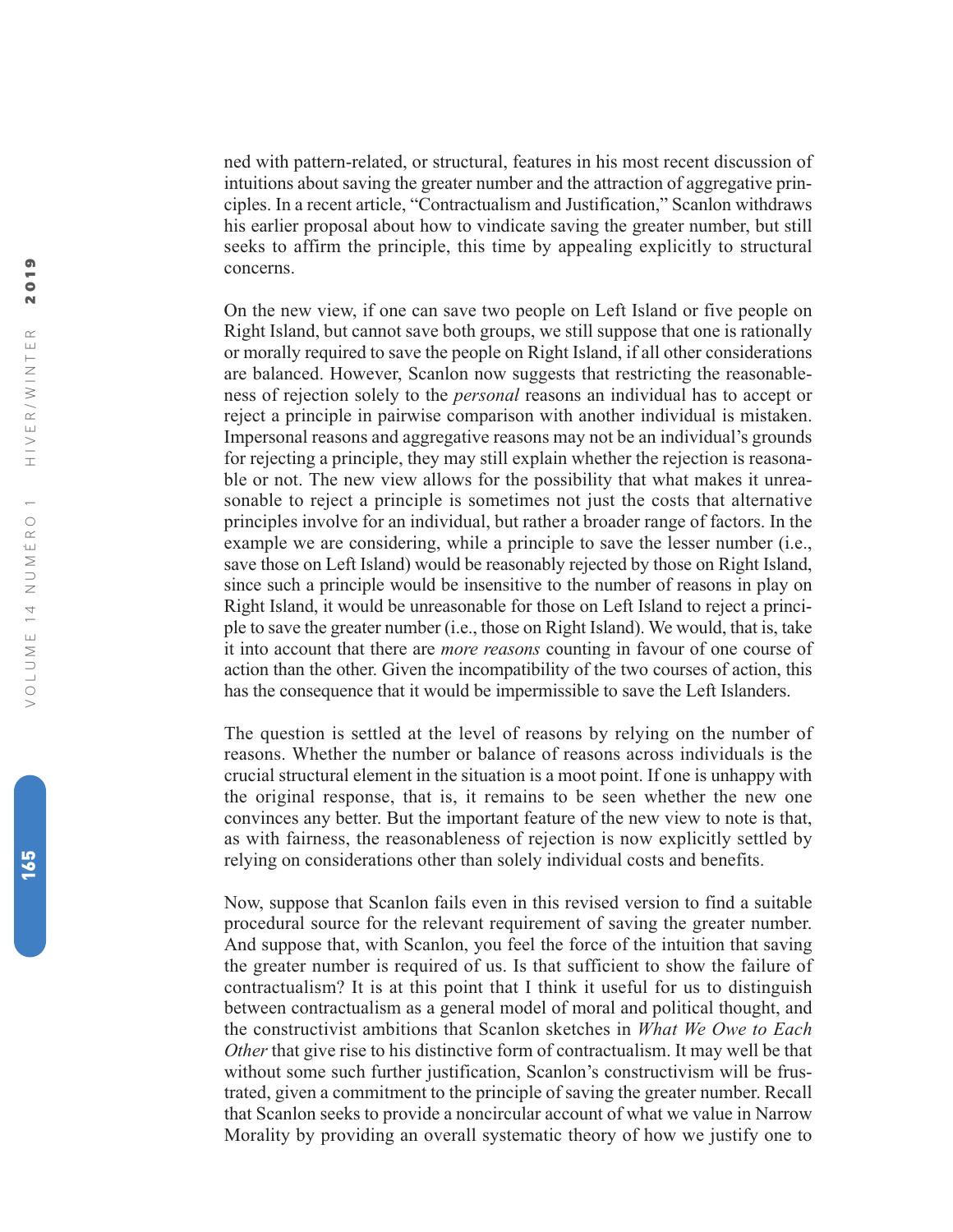ned with pattern-related, or structural, features in his most recent discussion of intuitions about saving the greater number and the attraction of aggregative principles. In a recent article, "Contractualism and Justification," Scanlon withdraws his earlier proposal about how to vindicate saving the greater number, but still seeks to affirm the principle, this time by appealing explicitly to structural concerns.

On the new view, if one can save two people on Left Island or five people on Right Island, but cannot save both groups, we still suppose that one is rationally or morally required to save the people on Right Island, if all other considerations are balanced. However, Scanlon now suggests that restricting the reasonableness of rejection solely to the *personal* reasons an individual has to accept or reject a principle in pairwise comparison with another individual is mistaken. Impersonal reasons and aggregative reasons may not be an individual's grounds for rejecting a principle, they may still explain whether the rejection is reasonable or not. The new view allows for the possibility that what makes it unreasonable to reject a principle is sometimes not just the costs that alternative principles involve for an individual, but rather a broader range of factors. In the example we are considering, while a principle to save the lesser number (i.e., save those on Left Island) would be reasonably rejected by those on Right Island, since such a principle would be insensitive to the number of reasons in play on Right Island, it would be unreasonable for those on Left Island to reject a principle to save the greater number (i.e., those on Right Island). We would, that is, take it into account that there are *more reasons* counting in favour of one course of action than the other. Given the incompatibility of the two courses of action, this has the consequence that it would be impermissible to save the Left Islanders.

The question is settled at the level of reasons by relying on the number of reasons. Whether the number or balance of reasons across individuals is the crucial structural element in the situation is a moot point. If one is unhappy with the original response, that is, it remains to be seen whether the new one convinces any better. But the important feature of the new view to note is that, as with fairness, the reasonableness of rejection is now explicitly settled by relying on considerations other than solely individual costs and benefits.

Now, suppose that Scanlon fails even in this revised version to find a suitable procedural source for the relevant requirement of saving the greater number. And suppose that, with Scanlon, you feel the force of the intuition that saving the greater number is required of us. Is that sufficient to show the failure of contractualism? It is at this point that I think it useful for us to distinguish between contractualism as a general model of moral and political thought, and the constructivist ambitions that Scanlon sketches in *What We Owe to Each Other* that give rise to his distinctive form of contractualism. It may well be that without some such further justification, Scanlon's constructivism will be frustrated, given a commitment to the principle of saving the greater number. Recall that Scanlon seeks to provide a noncircular account of what we value in Narrow Morality by providing an overall systematic theory of how we justify one to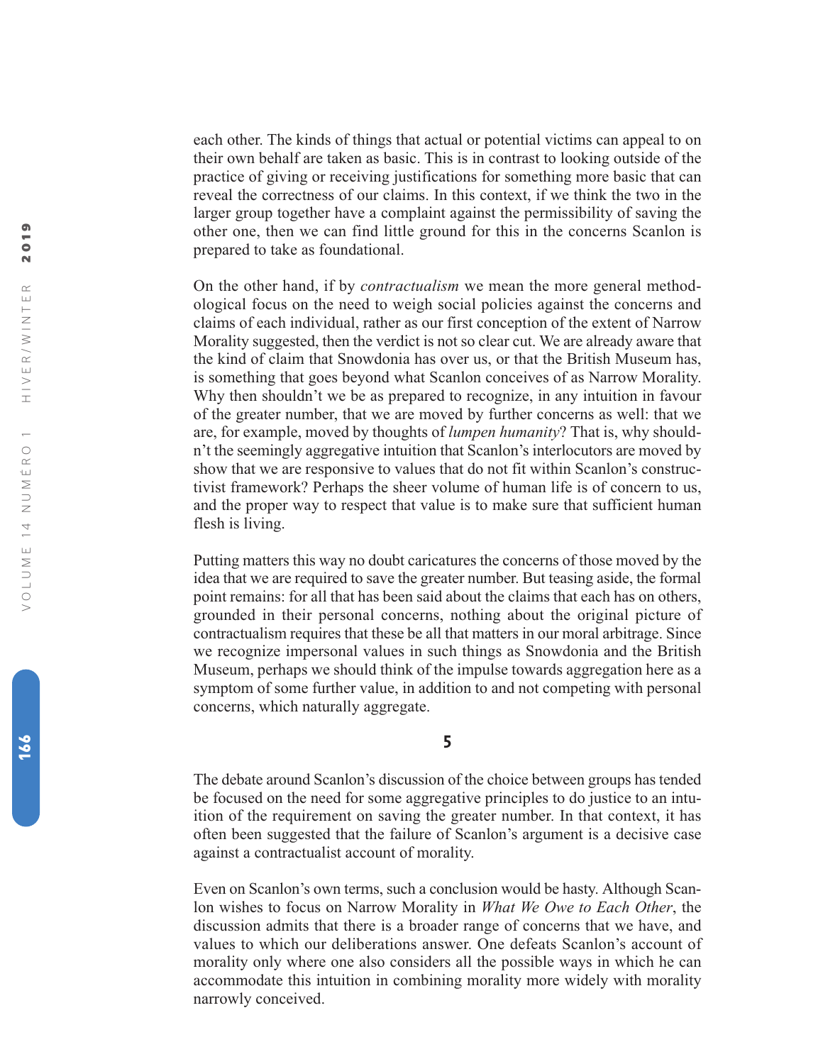each other. The kinds of things that actual or potential victims can appeal to on their own behalf are taken as basic. This is in contrast to looking outside of the practice of giving or receiving justifications for something more basic that can reveal the correctness of our claims. In this context, if we think the two in the larger group together have a complaint against the permissibility of saving the other one, then we can find little ground for this in the concerns Scanlon is prepared to take as foundational.

On the other hand, if by *contractualism* we mean the more general methodological focus on the need to weigh social policies against the concerns and claims of each individual, rather as our first conception of the extent of Narrow Morality suggested, then the verdict is not so clear cut. We are already aware that the kind of claim that Snowdonia has over us, or that the British Museum has, is something that goes beyond what Scanlon conceives of as Narrow Morality. Why then shouldn't we be as prepared to recognize, in any intuition in favour of the greater number, that we are moved by further concerns as well: that we are, for example, moved by thoughts of *lumpen humanity*? That is, why shouldn't the seemingly aggregative intuition that Scanlon's interlocutors are moved by show that we are responsive to values that do not fit within Scanlon's constructivist framework? Perhaps the sheer volume of human life is of concern to us, and the proper way to respect that value is to make sure that sufficient human flesh is living.

Putting matters this way no doubt caricatures the concerns of those moved by the idea that we are required to save the greater number. But teasing aside, the formal point remains: for all that has been said about the claims that each has on others, grounded in their personal concerns, nothing about the original picture of contractualism requires that these be all that matters in our moral arbitrage. Since we recognize impersonal values in such things as Snowdonia and the British Museum, perhaps we should think of the impulse towards aggregation here as a symptom of some further value, in addition to and not competing with personal concerns, which naturally aggregate.

## 5

The debate around Scanlon's discussion of the choice between groups has tended be focused on the need for some aggregative principles to do justice to an intuition of the requirement on saving the greater number. In that context, it has often been suggested that the failure of Scanlon's argument is a decisive case against a contractualist account of morality.

Even on Scanlon's own terms, such a conclusion would be hasty. Although Scanlon wishes to focus on Narrow Morality in *What We Owe to Each Other*, the discussion admits that there is a broader range of concerns that we have, and values to which our deliberations answer. One defeats Scanlon's account of morality only where one also considers all the possible ways in which he can accommodate this intuition in combining morality more widely with morality narrowly conceived.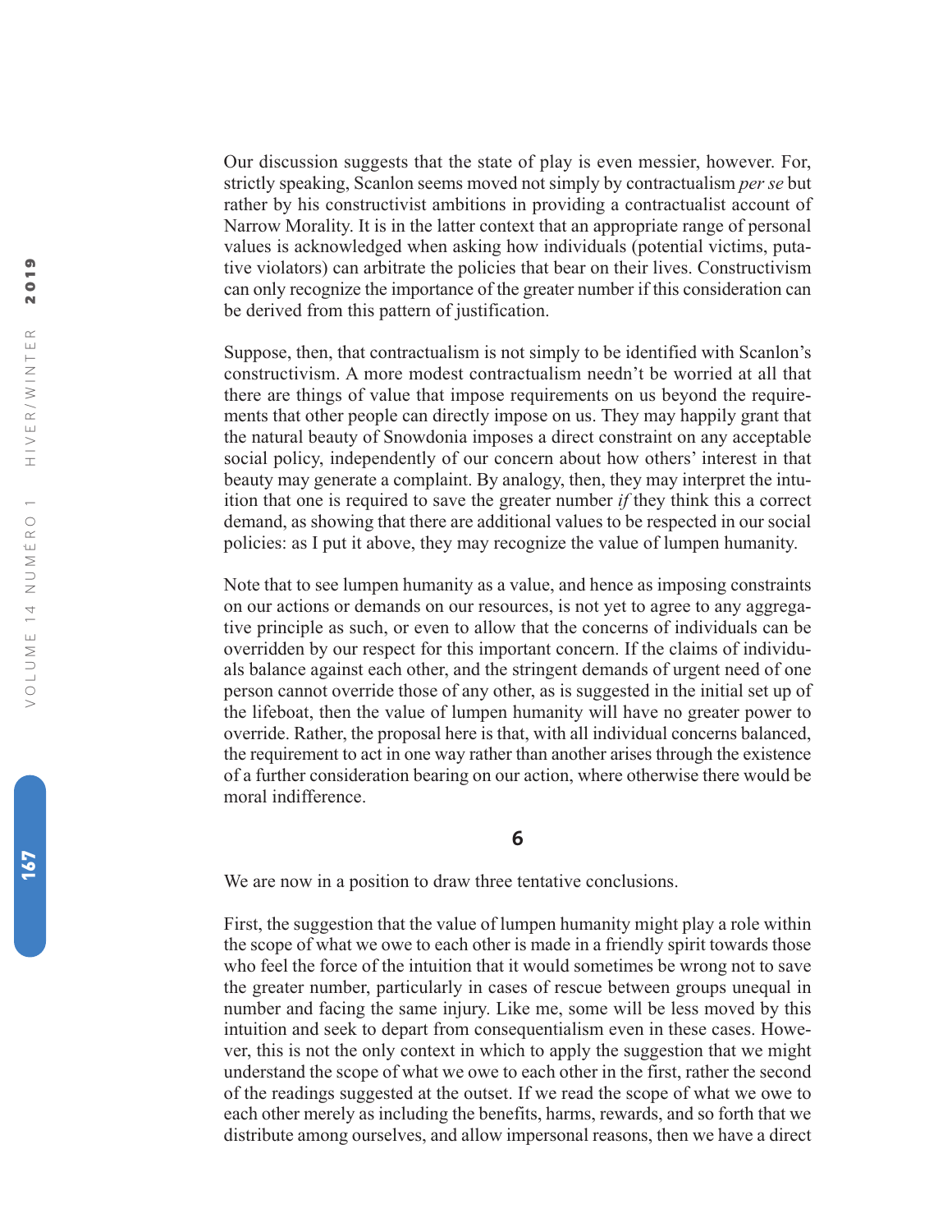Our discussion suggests that the state of play is even messier, however. For, strictly speaking, Scanlon seems moved not simply by contractualism *per se* but rather by his constructivist ambitions in providing a contractualist account of Narrow Morality. It is in the latter context that an appropriate range of personal values is acknowledged when asking how individuals (potential victims, putative violators) can arbitrate the policies that bear on their lives. Constructivism can only recognize the importance of the greater number if this consideration can be derived from this pattern of justification.

Suppose, then, that contractualism is not simply to be identified with Scanlon's constructivism. A more modest contractualism needn't be worried at all that there are things of value that impose requirements on us beyond the requirements that other people can directly impose on us. They may happily grant that the natural beauty of Snowdonia imposes a direct constraint on any acceptable social policy, independently of our concern about how others' interest in that beauty may generate a complaint. By analogy, then, they may interpret the intuition that one is required to save the greater number *if* they think this a correct demand, as showing that there are additional values to be respected in our social policies: as I put it above, they may recognize the value of lumpen humanity.

Note that to see lumpen humanity as a value, and hence as imposing constraints on our actions or demands on our resources, is not yet to agree to any aggregative principle as such, or even to allow that the concerns of individuals can be overridden by our respect for this important concern. If the claims of individuals balance against each other, and the stringent demands of urgent need of one person cannot override those of any other, as is suggested in the initial set up of the lifeboat, then the value of lumpen humanity will have no greater power to override. Rather, the proposal here is that, with all individual concerns balanced, the requirement to act in one way rather than another arises through the existence of a further consideration bearing on our action, where otherwise there would be moral indifference.

## 6

We are now in a position to draw three tentative conclusions.

First, the suggestion that the value of lumpen humanity might play a role within the scope of what we owe to each other is made in a friendly spirit towards those who feel the force of the intuition that it would sometimes be wrong not to save the greater number, particularly in cases of rescue between groups unequal in number and facing the same injury. Like me, some will be less moved by this intuition and seek to depart from consequentialism even in these cases. However, this is not the only context in which to apply the suggestion that we might understand the scope of what we owe to each other in the first, rather the second of the readings suggested at the outset. If we read the scope of what we owe to each other merely as including the benefits, harms, rewards, and so forth that we distribute among ourselves, and allow impersonal reasons, then we have a direct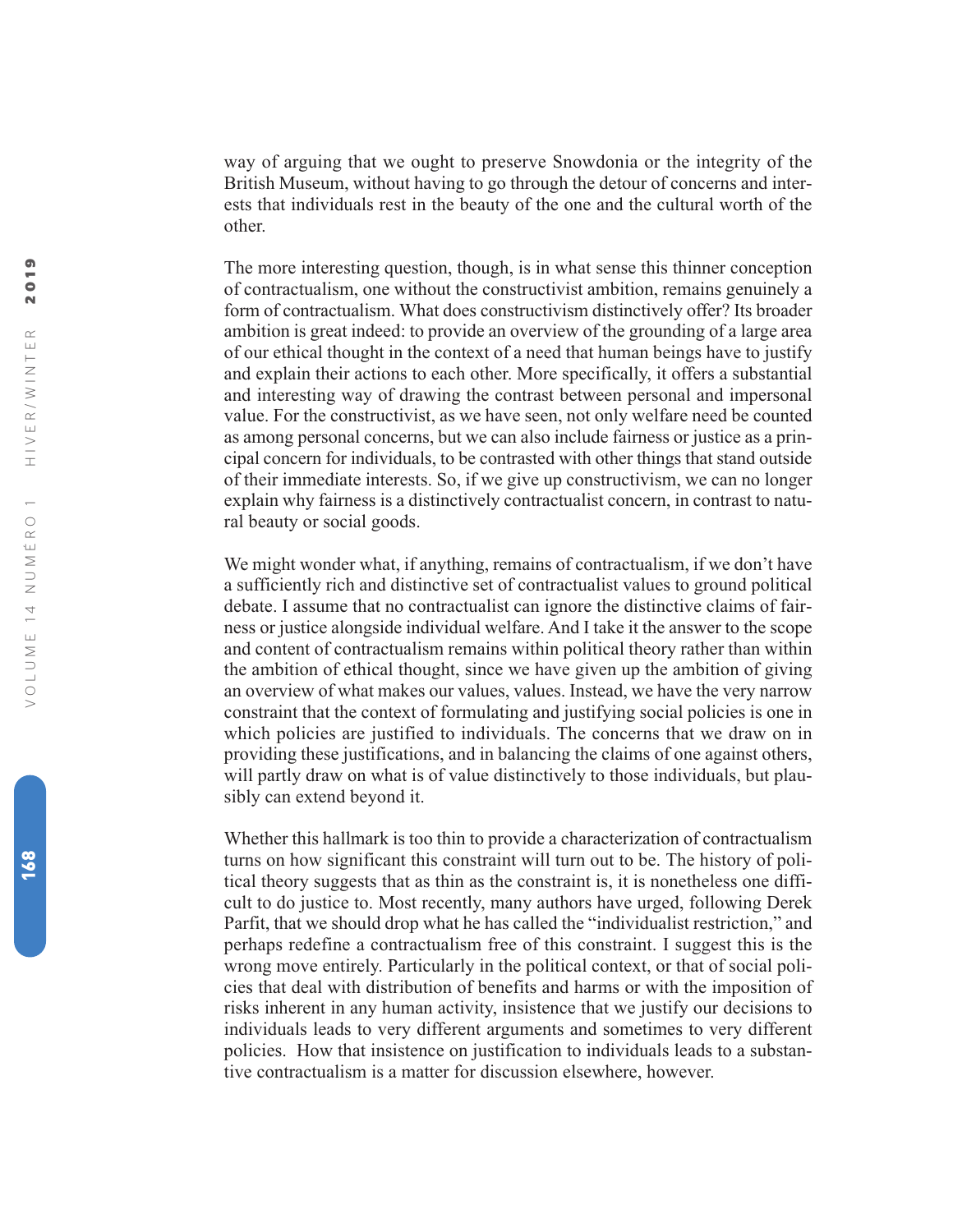way of arguing that we ought to preserve Snowdonia or the integrity of the British Museum, without having to go through the detour of concerns and interests that individuals rest in the beauty of the one and the cultural worth of the other.

The more interesting question, though, is in what sense this thinner conception of contractualism, one without the constructivist ambition, remains genuinely a form of contractualism. What does constructivism distinctively offer? Its broader ambition is great indeed: to provide an overview of the grounding of a large area of our ethical thought in the context of a need that human beings have to justify and explain their actions to each other. More specifically, it offers a substantial and interesting way of drawing the contrast between personal and impersonal value. For the constructivist, as we have seen, not only welfare need be counted as among personal concerns, but we can also include fairness or justice as a principal concern for individuals, to be contrasted with other things that stand outside of their immediate interests. So, if we give up constructivism, we can no longer explain why fairness is a distinctively contractualist concern, in contrast to natural beauty or social goods.

We might wonder what, if anything, remains of contractualism, if we don't have a sufficiently rich and distinctive set of contractualist values to ground political debate. I assume that no contractualist can ignore the distinctive claims of fairness or justice alongside individual welfare. And I take it the answer to the scope and content of contractualism remains within political theory rather than within the ambition of ethical thought, since we have given up the ambition of giving an overview of what makes our values, values. Instead, we have the very narrow constraint that the context of formulating and justifying social policies is one in which policies are justified to individuals. The concerns that we draw on in providing these justifications, and in balancing the claims of one against others, will partly draw on what is of value distinctively to those individuals, but plausibly can extend beyond it.

Whether this hallmark is too thin to provide a characterization of contractualism turns on how significant this constraint will turn out to be. The history of political theory suggests that as thin as the constraint is, it is nonetheless one difficult to do justice to. Most recently, many authors have urged, following Derek Parfit, that we should drop what he has called the "individualist restriction," and perhaps redefine a contractualism free of this constraint. I suggest this is the wrong move entirely. Particularly in the political context, or that of social policies that deal with distribution of benefits and harms or with the imposition of risks inherent in any human activity, insistence that we justify our decisions to individuals leads to very different arguments and sometimes to very different policies. How that insistence on justification to individuals leads to a substantive contractualism is a matter for discussion elsewhere, however.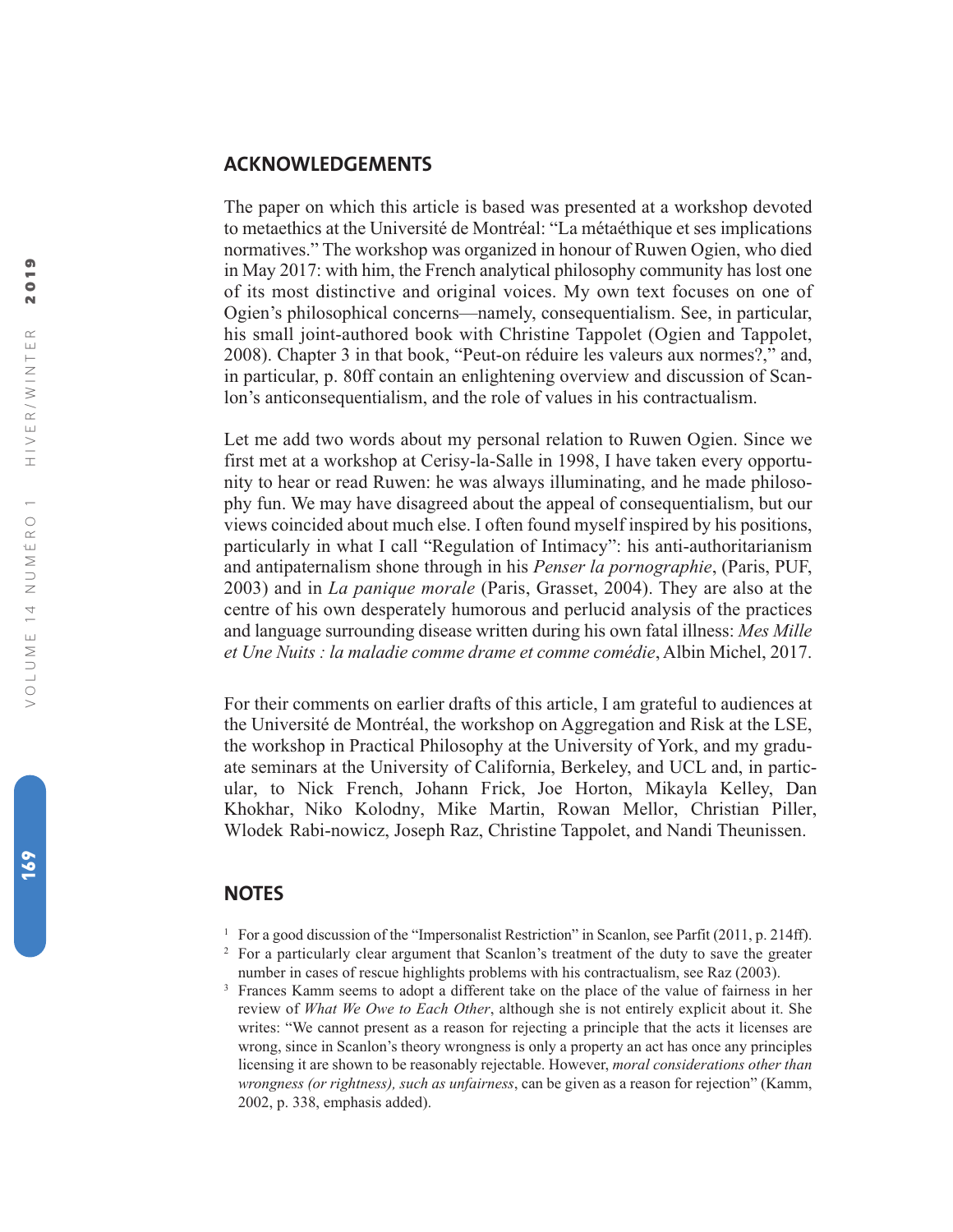## ACKNOWLEDGEMENTS

The paper on which this article is based was presented at a workshop devoted to metaethics at the Université de Montréal: "La métaéthique et ses implications normatives." The workshop was organized in honour of Ruwen Ogien, who died in May 2017: with him, the French analytical philosophy community has lost one of its most distinctive and original voices. My own text focuses on one of Ogien's philosophical concerns—namely, consequentialism. See, in particular, his small joint-authored book with Christine Tappolet (Ogien and Tappolet, 2008). Chapter 3 in that book, "Peut-on réduire les valeurs aux normes?," and, in particular, p. 80ff contain an enlightening overview and discussion of Scanlon's anticonsequentialism, and the role of values in his contractualism.

Let me add two words about my personal relation to Ruwen Ogien. Since we first met at a workshop at Cerisy-la-Salle in 1998, I have taken every opportunity to hear or read Ruwen: he was always illuminating, and he made philosophy fun. We may have disagreed about the appeal of consequentialism, but our views coincided about much else. I often found myself inspired by his positions, particularly in what I call "Regulation of Intimacy": his anti-authoritarianism and antipaternalism shone through in his *Penser la pornographie*, (Paris, PUF, 2003) and in *La panique morale* (Paris, Grasset, 2004). They are also at the centre of his own desperately humorous and perlucid analysis of the practices and language surrounding disease written during his own fatal illness: *Mes Mille et Une Nuits : la maladie comme drame et comme comédie*, Albin Michel, 2017.

For their comments on earlier drafts of this article, I am grateful to audiences at the Université de Montréal, the workshop on Aggregation and Risk at the LSE, the workshop in Practical Philosophy at the University of York, and my graduate seminars at the University of California, Berkeley, and UCL and, in particular, to Nick French, Johann Frick, Joe Horton, Mikayla Kelley, Dan Khokhar, Niko Kolodny, Mike Martin, Rowan Mellor, Christian Piller, Wlodek Rabi-nowicz, Joseph Raz, Christine Tappolet, and Nandi Theunissen.

## NOTES

1. For a good discussion of the "Impersonalist Restriction" in Scanlon, see Parfit (2011, p. 214ff).
2. For a particularly clear argument that Scanlon's treatment of the duty to save the greater number in cases of rescue highlights problems with his contractualism, see Raz (2003).
3. Frances Kamm seems to adopt a different take on the place of the value of fairness in her review of *What We Owe to Each Other*, although she is not entirely explicit about it. She writes: "We cannot present as a reason for rejecting a principle that the acts it licenses are wrong, since in Scanlon's theory wrongness is only a property an act has once any principles licensing it are shown to be reasonably rejectable. However, *moral considerations other than wrongness (or rightness), such as unfairness*, can be given as a reason for rejection" (Kamm, 2002, p. 338, emphasis added).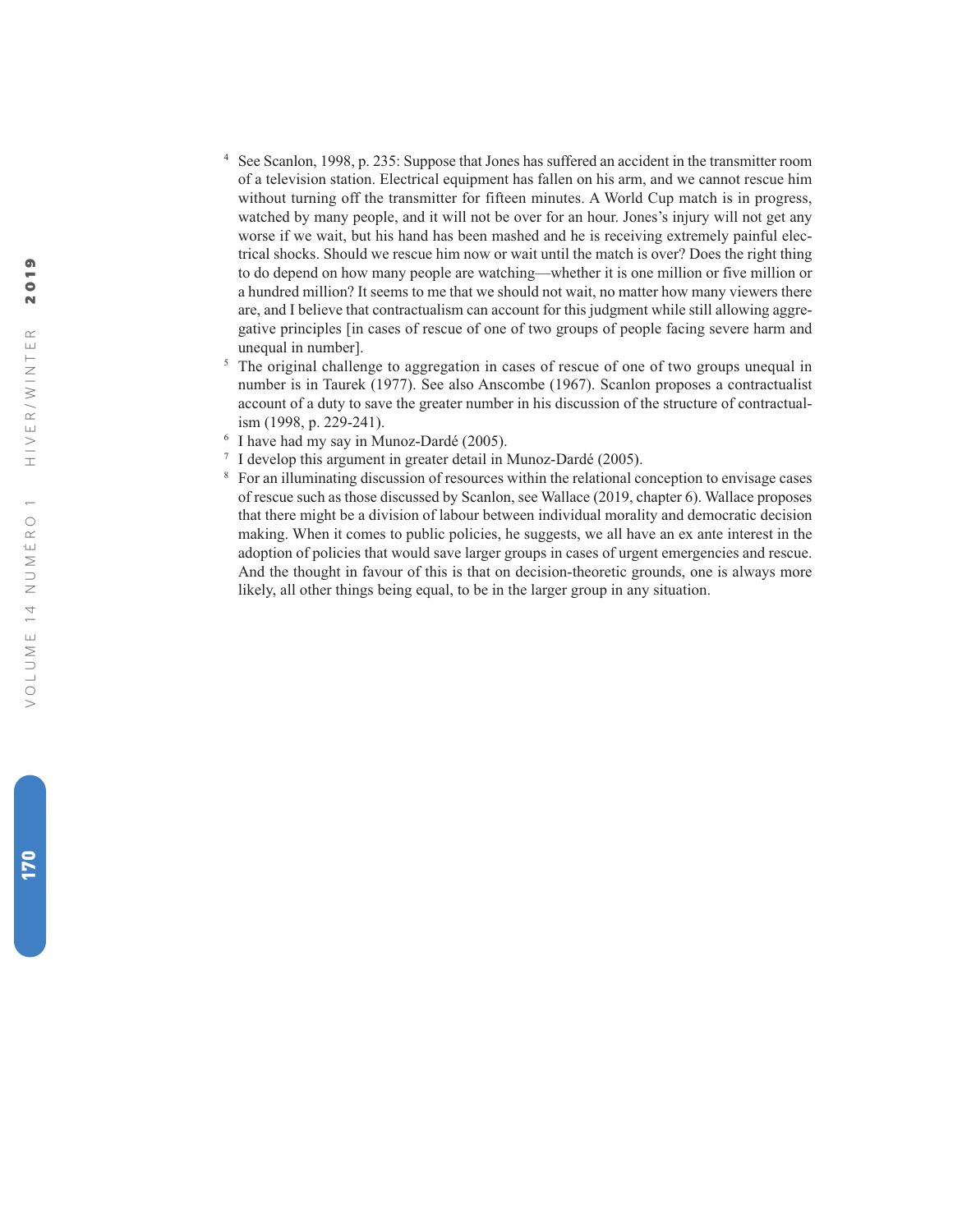[4] See Scanlon, 1998, p. 235: Suppose that Jones has suffered an accident in the transmitter room of a television station. Electrical equipment has fallen on his arm, and we cannot rescue him without turning off the transmitter for fifteen minutes. A World Cup match is in progress, watched by many people, and it will not be over for an hour. Jones's injury will not get any worse if we wait, but his hand has been mashed and he is receiving extremely painful electrical shocks. Should we rescue him now or wait until the match is over? Does the right thing to do depend on how many people are watching—whether it is one million or five million or a hundred million? It seems to me that we should not wait, no matter how many viewers there are, and I believe that contractualism can account for this judgment while still allowing aggregative principles [in cases of rescue of one of two groups of people facing severe harm and unequal in number].

[5] The original challenge to aggregation in cases of rescue of one of two groups unequal in number is in Taurek (1977). See also Anscombe (1967). Scanlon proposes a contractualist account of a duty to save the greater number in his discussion of the structure of contractualism (1998, p. 229-241).

[6] I have had my say in Munoz-Dardé (2005).

[7] I develop this argument in greater detail in Munoz-Dardé (2005).

[8] For an illuminating discussion of resources within the relational conception to envisage cases of rescue such as those discussed by Scanlon, see Wallace (2019, chapter 6). Wallace proposes that there might be a division of labour between individual morality and democratic decision making. When it comes to public policies, he suggests, we all have an ex ante interest in the adoption of policies that would save larger groups in cases of urgent emergencies and rescue. And the thought in favour of this is that on decision-theoretic grounds, one is always more likely, all other things being equal, to be in the larger group in any situation.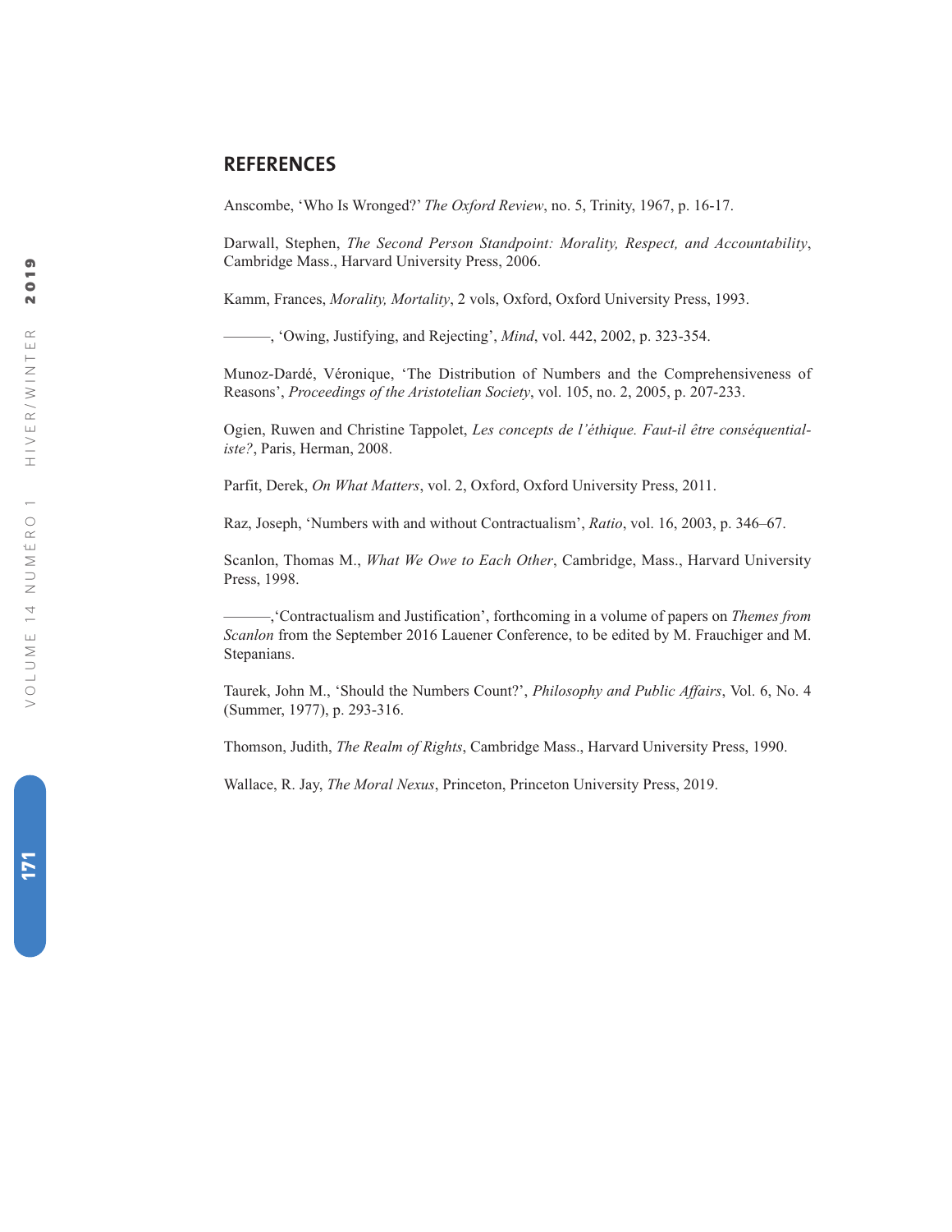## REFERENCES

Anscombe, 'Who Is Wronged?' *The Oxford Review*, no. 5, Trinity, 1967, p. 16-17.

Darwall, Stephen, *The Second Person Standpoint: Morality, Respect, and Accountability*, Cambridge Mass., Harvard University Press, 2006.

Kamm, Frances, *Morality, Mortality*, 2 vols, Oxford, Oxford University Press, 1993.

———, 'Owing, Justifying, and Rejecting', *Mind*, vol. 442, 2002, p. 323-354.

Munoz-Dardé, Véronique, 'The Distribution of Numbers and the Comprehensiveness of Reasons', *Proceedings of the Aristotelian Society*, vol. 105, no. 2, 2005, p. 207-233.

Ogien, Ruwen and Christine Tappolet, *Les concepts de l'éthique. Faut-il être conséquentialiste?*, Paris, Herman, 2008.

Parfit, Derek, *On What Matters*, vol. 2, Oxford, Oxford University Press, 2011.

Raz, Joseph, 'Numbers with and without Contractualism', *Ratio*, vol. 16, 2003, p. 346–67.

Scanlon, Thomas M., *What We Owe to Each Other*, Cambridge, Mass., Harvard University Press, 1998.

———,'Contractualism and Justification', forthcoming in a volume of papers on *Themes from Scanlon* from the September 2016 Lauener Conference, to be edited by M. Frauchiger and M. Stepanians.

Taurek, John M., 'Should the Numbers Count?', *Philosophy and Public Affairs*, Vol. 6, No. 4 (Summer, 1977), p. 293-316.

Thomson, Judith, *The Realm of Rights*, Cambridge Mass., Harvard University Press, 1990.

Wallace, R. Jay, *The Moral Nexus*, Princeton, Princeton University Press, 2019.